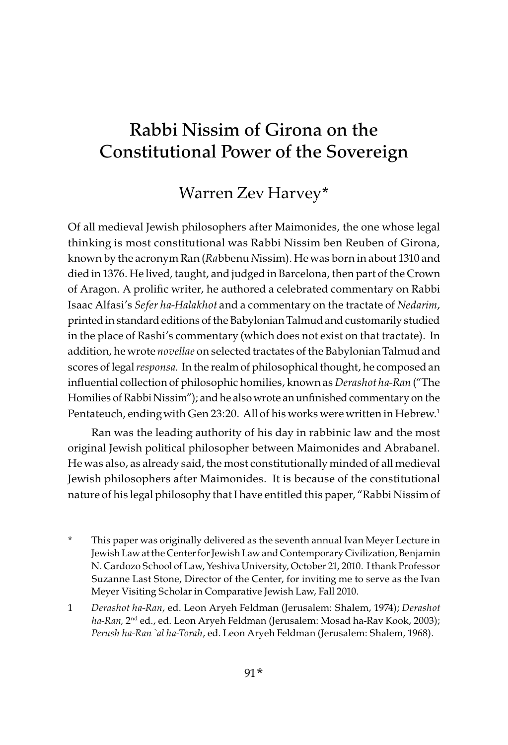# Rabbi Nissim of Girona on the Constitutional Power of the Sovereign

## Warren Zev Harvey*

Of all medieval Jewish philosophers after Maimonides, the one whose legal thinking is most constitutional was Rabbi Nissim ben Reuben of Girona, known by the acronym Ran (*Ra*bbenu *N*issim). He was born in about 1310 and died in 1376. He lived, taught, and judged in Barcelona, then part of the Crown of Aragon. A prolific writer, he authored a celebrated commentary on Rabbi Isaac Alfasi's *Sefer ha-Halakhot* and a commentary on the tractate of *Nedarim*, printed in standard editions of the Babylonian Talmud and customarily studied in the place of Rashi's commentary (which does not exist on that tractate). In addition, he wrote *novellae* on selected tractates of the Babylonian Talmud and scores of legal *responsa.* In the realm of philosophical thought, he composed an influential collection of philosophic homilies, known as *Derashot ha-Ran* ("The Homilies of Rabbi Nissim"); and he also wrote an unfinished commentary on the Pentateuch, ending with Gen 23:20. All of his works were written in Hebrew.[1]

Ran was the leading authority of his day in rabbinic law and the most original Jewish political philosopher between Maimonides and Abrabanel. He was also, as already said, the most constitutionally minded of all medieval Jewish philosophers after Maimonides. It is because of the constitutional nature of his legal philosophy that I have entitled this paper, "Rabbi Nissim of

\* This paper was originally delivered as the seventh annual Ivan Meyer Lecture in Jewish Law at the Center for Jewish Law and Contemporary Civilization, Benjamin N. Cardozo School of Law, Yeshiva University, October 21, 2010. I thank Professor Suzanne Last Stone, Director of the Center, for inviting me to serve as the Ivan Meyer Visiting Scholar in Comparative Jewish Law, Fall 2010.

1 *Derashot ha-Ran*, ed. Leon Aryeh Feldman (Jerusalem: Shalem, 1974); *Derashot ha-Ran,* 2nd ed., ed. Leon Aryeh Feldman (Jerusalem: Mosad ha-Rav Kook, 2003); *Perush ha-Ran `al ha-Torah*, ed. Leon Aryeh Feldman (Jerusalem: Shalem, 1968).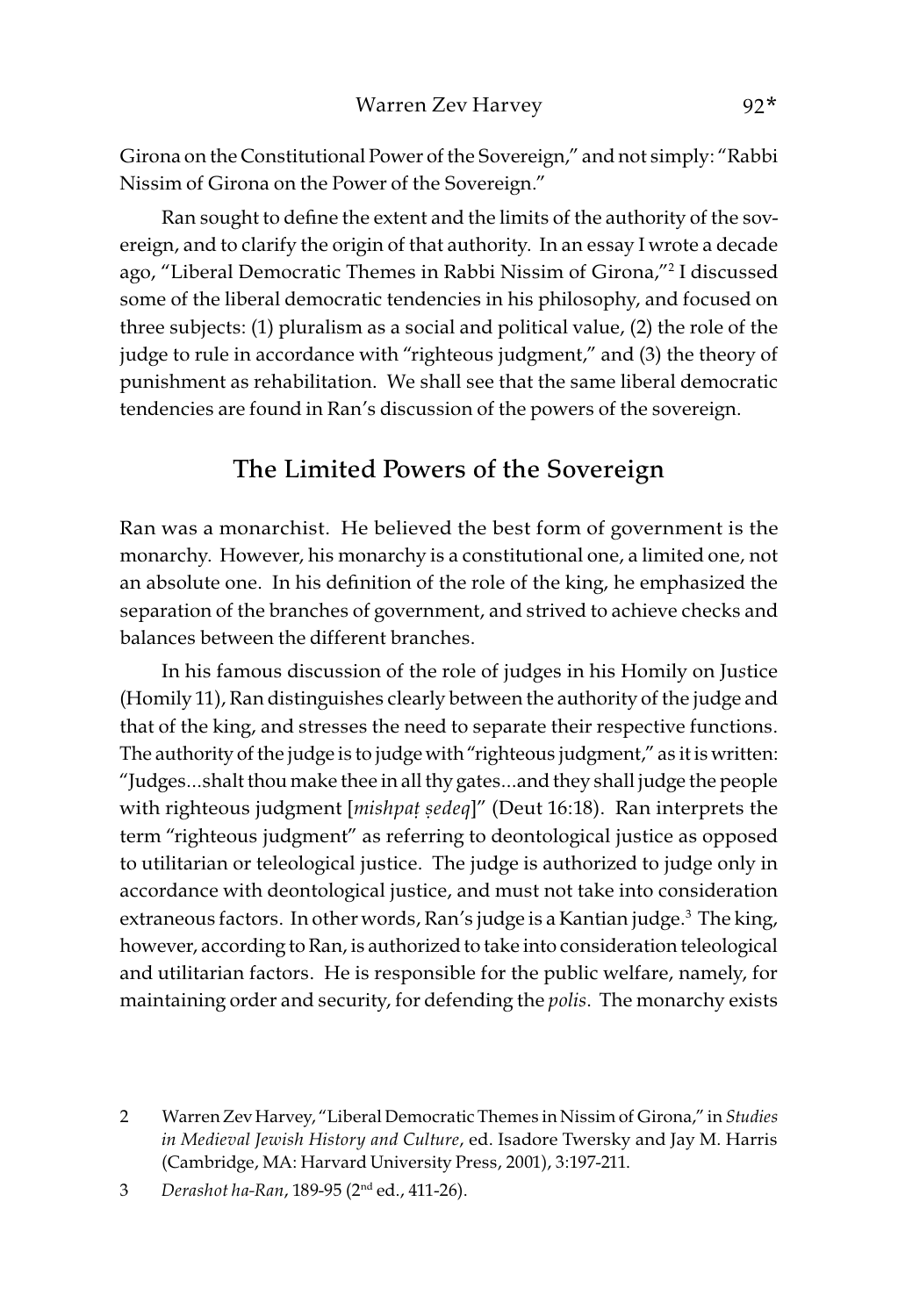Girona on the Constitutional Power of the Sovereign," and not simply: "Rabbi Nissim of Girona on the Power of the Sovereign."

Ran sought to define the extent and the limits of the authority of the sovereign, and to clarify the origin of that authority. In an essay I wrote a decade ago, "Liberal Democratic Themes in Rabbi Nissim of Girona,"[2] I discussed some of the liberal democratic tendencies in his philosophy, and focused on three subjects: (1) pluralism as a social and political value, (2) the role of the judge to rule in accordance with "righteous judgment," and (3) the theory of punishment as rehabilitation. We shall see that the same liberal democratic tendencies are found in Ran's discussion of the powers of the sovereign.

## The Limited Powers of the Sovereign

Ran was a monarchist. He believed the best form of government is the monarchy. However, his monarchy is a constitutional one, a limited one, not an absolute one. In his definition of the role of the king, he emphasized the separation of the branches of government, and strived to achieve checks and balances between the different branches.

In his famous discussion of the role of judges in his Homily on Justice (Homily 11), Ran distinguishes clearly between the authority of the judge and that of the king, and stresses the need to separate their respective functions. The authority of the judge is to judge with "righteous judgment," as it is written: "Judges...shalt thou make thee in all thy gates...and they shall judge the people with righteous judgment [*mishpaṭ ṣedeq*]" (Deut 16:18). Ran interprets the term "righteous judgment" as referring to deontological justice as opposed to utilitarian or teleological justice. The judge is authorized to judge only in accordance with deontological justice, and must not take into consideration extraneous factors. In other words, Ran's judge is a Kantian judge.[3] The king, however, according to Ran, is authorized to take into consideration teleological and utilitarian factors. He is responsible for the public welfare, namely, for maintaining order and security, for defending the *polis*. The monarchy exists

---

2 Warren Zev Harvey, "Liberal Democratic Themes in Nissim of Girona," in *Studies in Medieval Jewish History and Culture*, ed. Isadore Twersky and Jay M. Harris (Cambridge, MA: Harvard University Press, 2001), 3:197-211.

3 *Derashot ha-Ran*, 189-95 (2nd ed., 411-26).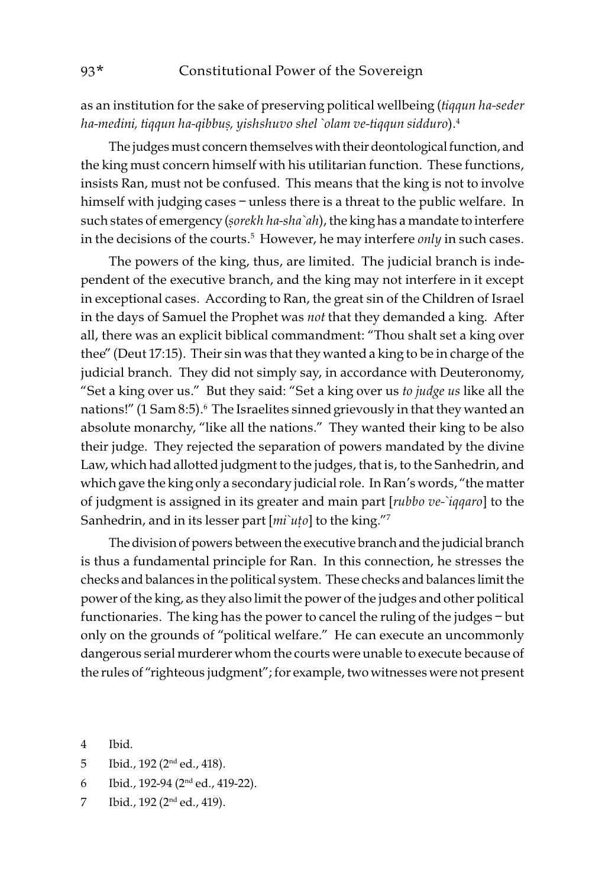as an institution for the sake of preserving political wellbeing (*tiqqun ha-seder ha-medini, tiqqun ha-qibbuṣ, yishshuvo shel `olam ve-tiqqun sidduro*).[4]

The judges must concern themselves with their deontological function, and the king must concern himself with his utilitarian function. These functions, insists Ran, must not be confused. This means that the king is not to involve himself with judging cases – unless there is a threat to the public welfare. In such states of emergency (*ṣorekh ha-sha`ah*), the king has a mandate to interfere in the decisions of the courts.[5] However, he may interfere *only* in such cases.

The powers of the king, thus, are limited. The judicial branch is independent of the executive branch, and the king may not interfere in it except in exceptional cases. According to Ran, the great sin of the Children of Israel in the days of Samuel the Prophet was *not* that they demanded a king. After all, there was an explicit biblical commandment: "Thou shalt set a king over thee" (Deut 17:15). Their sin was that they wanted a king to be in charge of the judicial branch. They did not simply say, in accordance with Deuteronomy, "Set a king over us." But they said: "Set a king over us *to judge us* like all the nations!" (1 Sam 8:5).[6] The Israelites sinned grievously in that they wanted an absolute monarchy, "like all the nations." They wanted their king to be also their judge. They rejected the separation of powers mandated by the divine Law, which had allotted judgment to the judges, that is, to the Sanhedrin, and which gave the king only a secondary judicial role. In Ran's words, "the matter of judgment is assigned in its greater and main part [*rubbo ve-`iqqaro*] to the Sanhedrin, and in its lesser part [*mi`uṭo*] to the king."[7]

The division of powers between the executive branch and the judicial branch is thus a fundamental principle for Ran. In this connection, he stresses the checks and balances in the political system. These checks and balances limit the power of the king, as they also limit the power of the judges and other political functionaries. The king has the power to cancel the ruling of the judges – but only on the grounds of "political welfare." He can execute an uncommonly dangerous serial murderer whom the courts were unable to execute because of the rules of "righteous judgment"; for example, two witnesses were not present

4 Ibid.

5 Ibid., 192 (2nd ed., 418).

6 Ibid., 192-94 (2nd ed., 419-22).

7 Ibid., 192 (2nd ed., 419).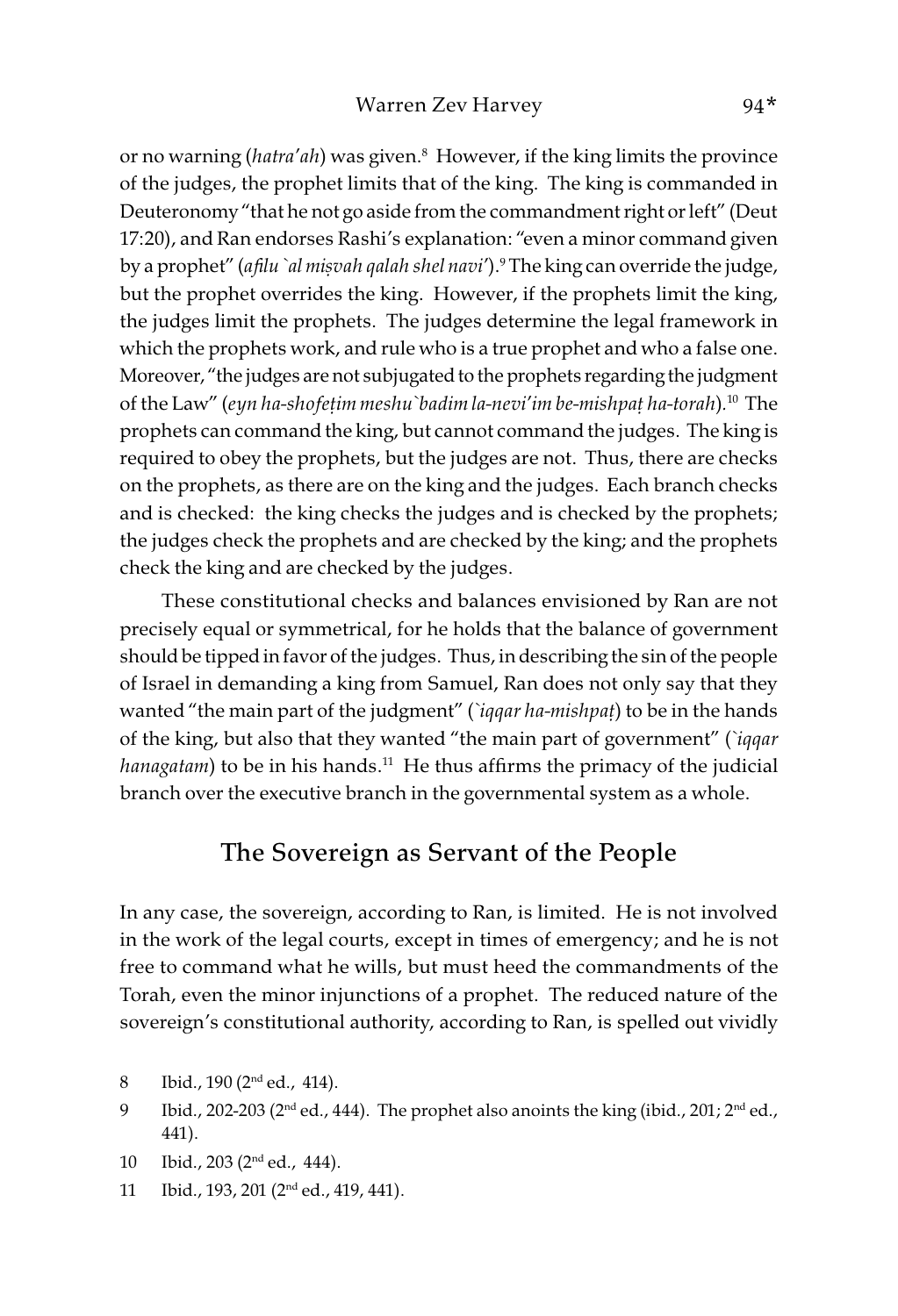or no warning (*hatra'ah*) was given.[8] However, if the king limits the province of the judges, the prophet limits that of the king. The king is commanded in Deuteronomy "that he not go aside from the commandment right or left" (Deut 17:20), and Ran endorses Rashi's explanation: "even a minor command given by a prophet" (*afilu `al miṣvah qalah shel navi'*).[9] The king can override the judge, but the prophet overrides the king. However, if the prophets limit the king, the judges limit the prophets. The judges determine the legal framework in which the prophets work, and rule who is a true prophet and who a false one. Moreover, "the judges are not subjugated to the prophets regarding the judgment of the Law" (*eyn ha-shofeṭim meshu`badim la-nevi'im be-mishpaṭ ha-torah*).[10] The prophets can command the king, but cannot command the judges. The king is required to obey the prophets, but the judges are not. Thus, there are checks on the prophets, as there are on the king and the judges. Each branch checks and is checked: the king checks the judges and is checked by the prophets; the judges check the prophets and are checked by the king; and the prophets check the king and are checked by the judges.

These constitutional checks and balances envisioned by Ran are not precisely equal or symmetrical, for he holds that the balance of government should be tipped in favor of the judges. Thus, in describing the sin of the people of Israel in demanding a king from Samuel, Ran does not only say that they wanted "the main part of the judgment" (*`iqqar ha-mishpaṭ*) to be in the hands of the king, but also that they wanted "the main part of government" (*`iqqar hanagatam*) to be in his hands.[11] He thus affirms the primacy of the judicial branch over the executive branch in the governmental system as a whole.

## The Sovereign as Servant of the People

In any case, the sovereign, according to Ran, is limited. He is not involved in the work of the legal courts, except in times of emergency; and he is not free to command what he wills, but must heed the commandments of the Torah, even the minor injunctions of a prophet. The reduced nature of the sovereign's constitutional authority, according to Ran, is spelled out vividly

8 Ibid., 190 (2nd ed., 414).

9 Ibid., 202-203 (2nd ed., 444). The prophet also anoints the king (ibid., 201; 2nd ed., 441).

10 Ibid., 203 (2nd ed., 444).

11 Ibid., 193, 201 (2nd ed., 419, 441).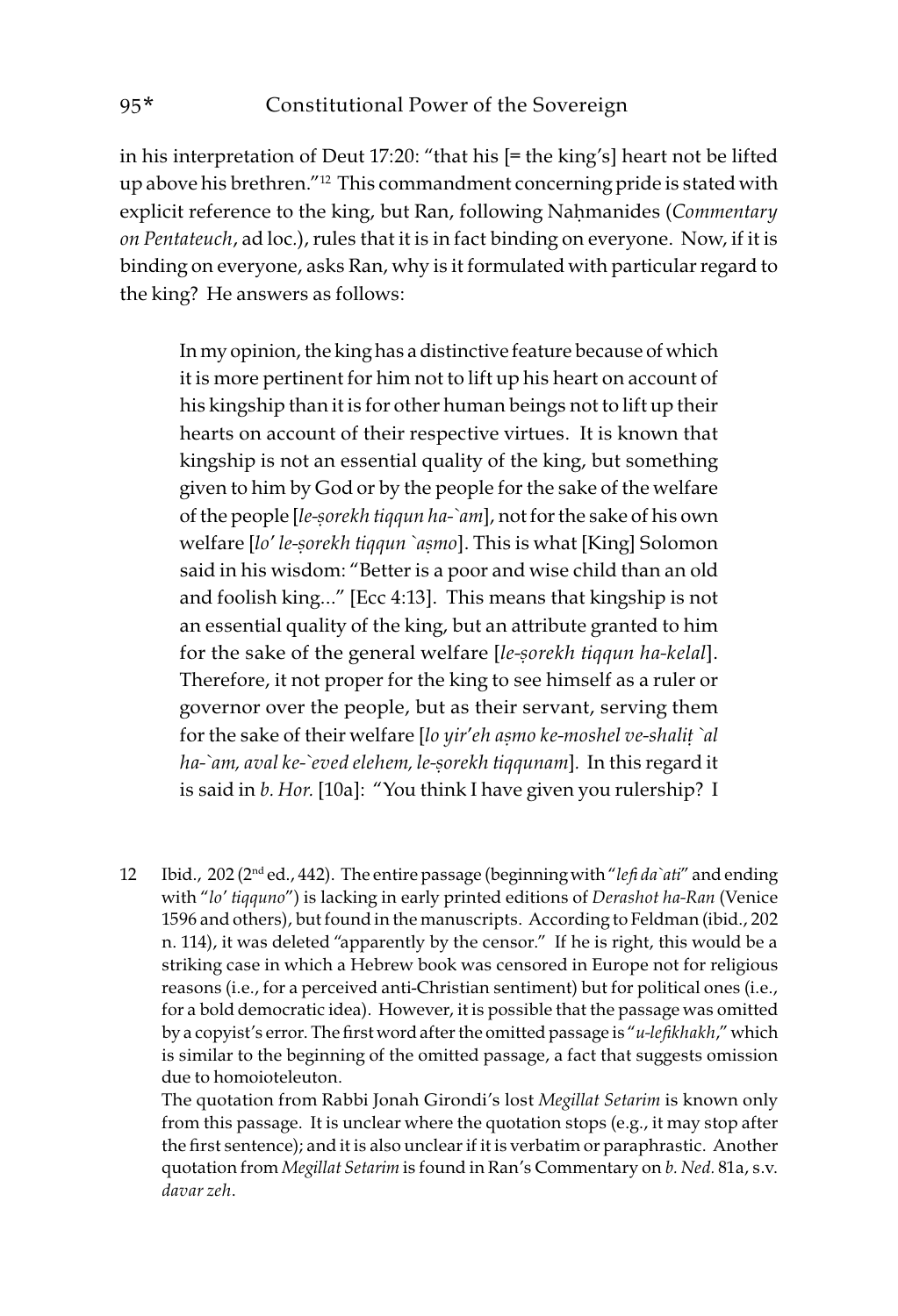in his interpretation of Deut 17:20: "that his [= the king's] heart not be lifted up above his brethren."[12] This commandment concerning pride is stated with explicit reference to the king, but Ran, following Naḥmanides (*Commentary on Pentateuch*, ad loc.), rules that it is in fact binding on everyone. Now, if it is binding on everyone, asks Ran, why is it formulated with particular regard to the king? He answers as follows:

> In my opinion, the king has a distinctive feature because of which it is more pertinent for him not to lift up his heart on account of his kingship than it is for other human beings not to lift up their hearts on account of their respective virtues. It is known that kingship is not an essential quality of the king, but something given to him by God or by the people for the sake of the welfare of the people [*le-ṣorekh tiqqun ha-`am*], not for the sake of his own welfare [*lo' le-ṣorekh tiqqun `aṣmo*]. This is what [King] Solomon said in his wisdom: "Better is a poor and wise child than an old and foolish king..." [Ecc 4:13]. This means that kingship is not an essential quality of the king, but an attribute granted to him for the sake of the general welfare [*le-ṣorekh tiqqun ha-kelal*]. Therefore, it not proper for the king to see himself as a ruler or governor over the people, but as their servant, serving them for the sake of their welfare [*lo yir'eh aṣmo ke-moshel ve-shaliṭ `al ha-`am, aval ke-`eved elehem, le-ṣorekh tiqqunam*]. In this regard it is said in *b. Hor.* [10a]: "You think I have given you rulership? I

---

12 Ibid., 202 (2nd ed., 442). The entire passage (beginning with "*lefi da`ati*" and ending with "*lo' tiqquno*") is lacking in early printed editions of *Derashot ha-Ran* (Venice 1596 and others), but found in the manuscripts. According to Feldman (ibid., 202 n. 114), it was deleted "apparently by the censor." If he is right, this would be a striking case in which a Hebrew book was censored in Europe not for religious reasons (i.e., for a perceived anti-Christian sentiment) but for political ones (i.e., for a bold democratic idea). However, it is possible that the passage was omitted by a copyist's error. The first word after the omitted passage is "*u-lefikhakh*," which is similar to the beginning of the omitted passage, a fact that suggests omission due to homoioteleuton.

The quotation from Rabbi Jonah Girondi's lost *Megillat Setarim* is known only from this passage. It is unclear where the quotation stops (e.g., it may stop after the first sentence); and it is also unclear if it is verbatim or paraphrastic. Another quotation from *Megillat Setarim* is found in Ran's Commentary on *b. Ned.* 81a, s.v. *davar zeh*.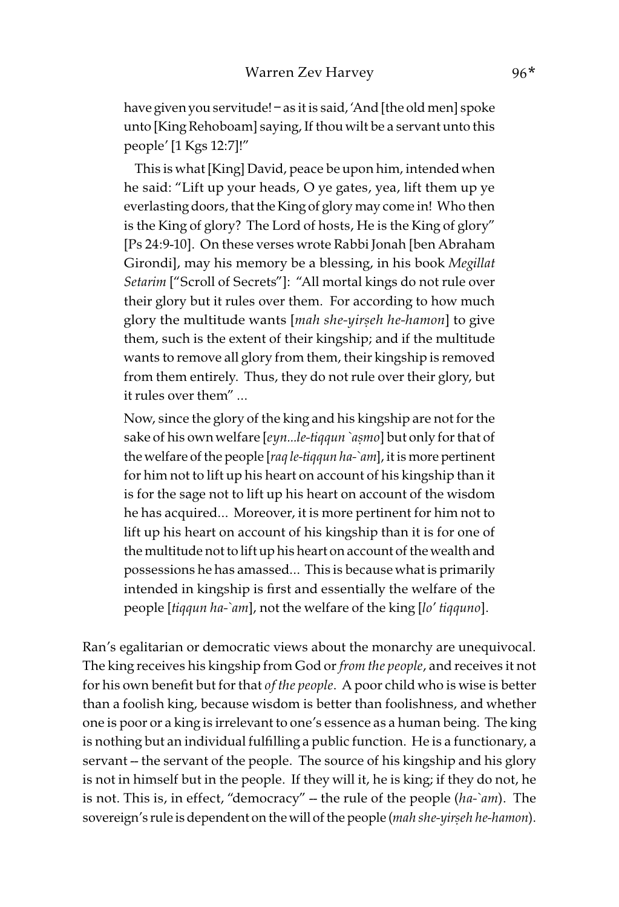have given you servitude! – as it is said, 'And [the old men] spoke unto [King Rehoboam] saying, If thou wilt be a servant unto this people' [1 Kgs 12:7]!"

> This is what [King] David, peace be upon him, intended when he said: "Lift up your heads, O ye gates, yea, lift them up ye everlasting doors, that the King of glory may come in! Who then is the King of glory? The Lord of hosts, He is the King of glory" [Ps 24:9-10]. On these verses wrote Rabbi Jonah [ben Abraham Girondi], may his memory be a blessing, in his book *Megillat Setarim* ["Scroll of Secrets"]: "All mortal kings do not rule over their glory but it rules over them. For according to how much glory the multitude wants [*mah she-yirṣeh he-hamon*] to give them, such is the extent of their kingship; and if the multitude wants to remove all glory from them, their kingship is removed from them entirely. Thus, they do not rule over their glory, but it rules over them" ...
>
> Now, since the glory of the king and his kingship are not for the sake of his own welfare [*eyn...le-tiqqun `aṣmo*] but only for that of the welfare of the people [*raq le-tiqqun ha-`am*], it is more pertinent for him not to lift up his heart on account of his kingship than it is for the sage not to lift up his heart on account of the wisdom he has acquired... Moreover, it is more pertinent for him not to lift up his heart on account of his kingship than it is for one of the multitude not to lift up his heart on account of the wealth and possessions he has amassed... This is because what is primarily intended in kingship is first and essentially the welfare of the people [*tiqqun ha-`am*], not the welfare of the king [*lo' tiqquno*].

Ran's egalitarian or democratic views about the monarchy are unequivocal. The king receives his kingship from God or *from the people*, and receives it not for his own benefit but for that *of the people*. A poor child who is wise is better than a foolish king, because wisdom is better than foolishness, and whether one is poor or a king is irrelevant to one's essence as a human being. The king is nothing but an individual fulfilling a public function. He is a functionary, a servant -- the servant of the people. The source of his kingship and his glory is not in himself but in the people. If they will it, he is king; if they do not, he is not. This is, in effect, "democracy" -- the rule of the people (*ha-`am*). The sovereign's rule is dependent on the will of the people (*mah she-yirṣeh he-hamon*).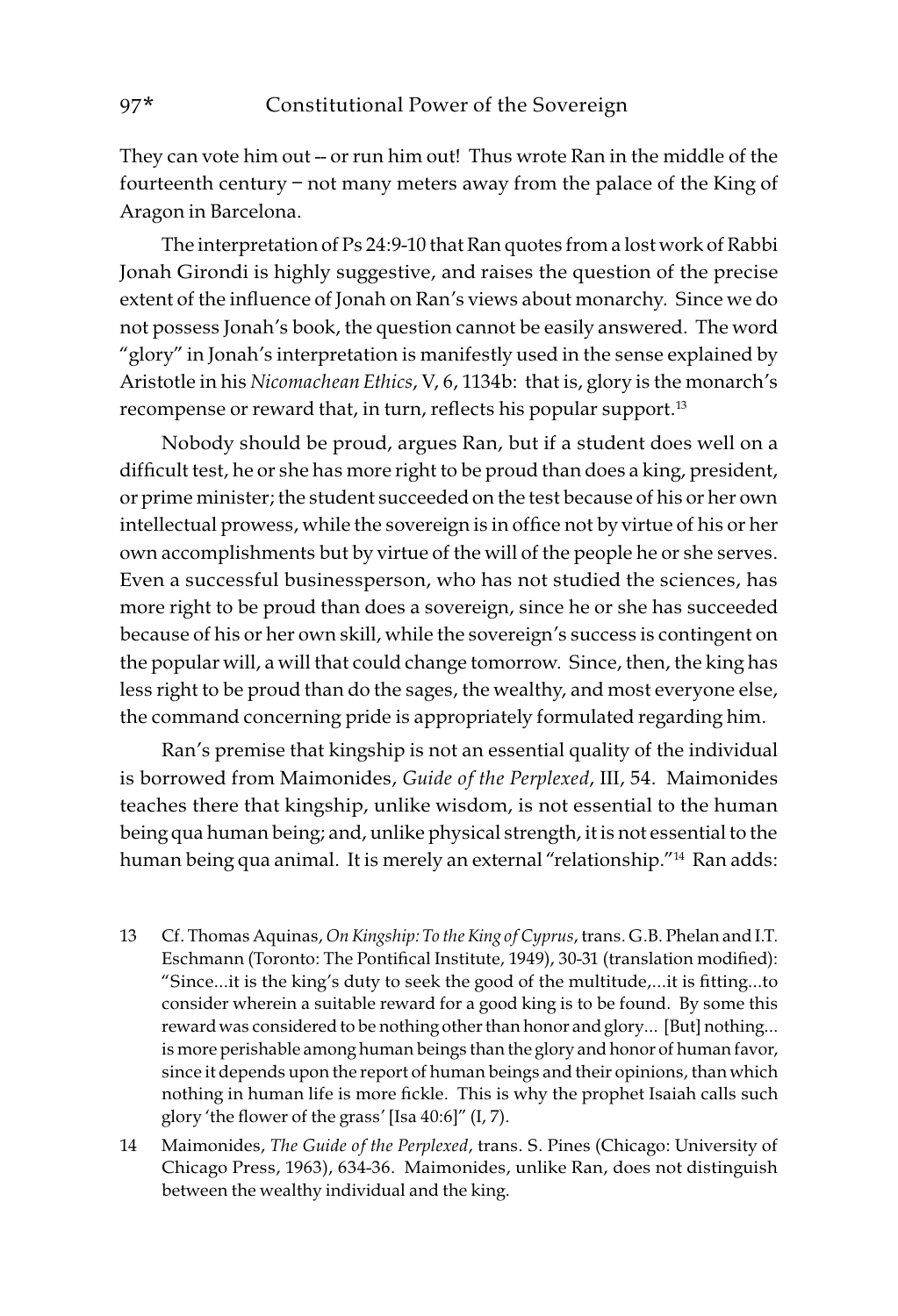They can vote him out -- or run him out! Thus wrote Ran in the middle of the fourteenth century − not many meters away from the palace of the King of Aragon in Barcelona.

The interpretation of Ps 24:9-10 that Ran quotes from a lost work of Rabbi Jonah Girondi is highly suggestive, and raises the question of the precise extent of the influence of Jonah on Ran's views about monarchy. Since we do not possess Jonah's book, the question cannot be easily answered. The word "glory" in Jonah's interpretation is manifestly used in the sense explained by Aristotle in his *Nicomachean Ethics*, V, 6, 1134b: that is, glory is the monarch's recompense or reward that, in turn, reflects his popular support.[13]

Nobody should be proud, argues Ran, but if a student does well on a difficult test, he or she has more right to be proud than does a king, president, or prime minister; the student succeeded on the test because of his or her own intellectual prowess, while the sovereign is in office not by virtue of his or her own accomplishments but by virtue of the will of the people he or she serves. Even a successful businessperson, who has not studied the sciences, has more right to be proud than does a sovereign, since he or she has succeeded because of his or her own skill, while the sovereign's success is contingent on the popular will, a will that could change tomorrow. Since, then, the king has less right to be proud than do the sages, the wealthy, and most everyone else, the command concerning pride is appropriately formulated regarding him.

Ran's premise that kingship is not an essential quality of the individual is borrowed from Maimonides, *Guide of the Perplexed*, III, 54. Maimonides teaches there that kingship, unlike wisdom, is not essential to the human being qua human being; and, unlike physical strength, it is not essential to the human being qua animal. It is merely an external "relationship."[14] Ran adds:

13 Cf. Thomas Aquinas, *On Kingship: To the King of Cyprus*, trans. G.B. Phelan and I.T. Eschmann (Toronto: The Pontifical Institute, 1949), 30-31 (translation modified): "Since...it is the king's duty to seek the good of the multitude,...it is fitting...to consider wherein a suitable reward for a good king is to be found. By some this reward was considered to be nothing other than honor and glory... [But] nothing... is more perishable among human beings than the glory and honor of human favor, since it depends upon the report of human beings and their opinions, than which nothing in human life is more fickle. This is why the prophet Isaiah calls such glory 'the flower of the grass' [Isa 40:6]" (I, 7).

14 Maimonides, *The Guide of the Perplexed*, trans. S. Pines (Chicago: University of Chicago Press, 1963), 634-36. Maimonides, unlike Ran, does not distinguish between the wealthy individual and the king.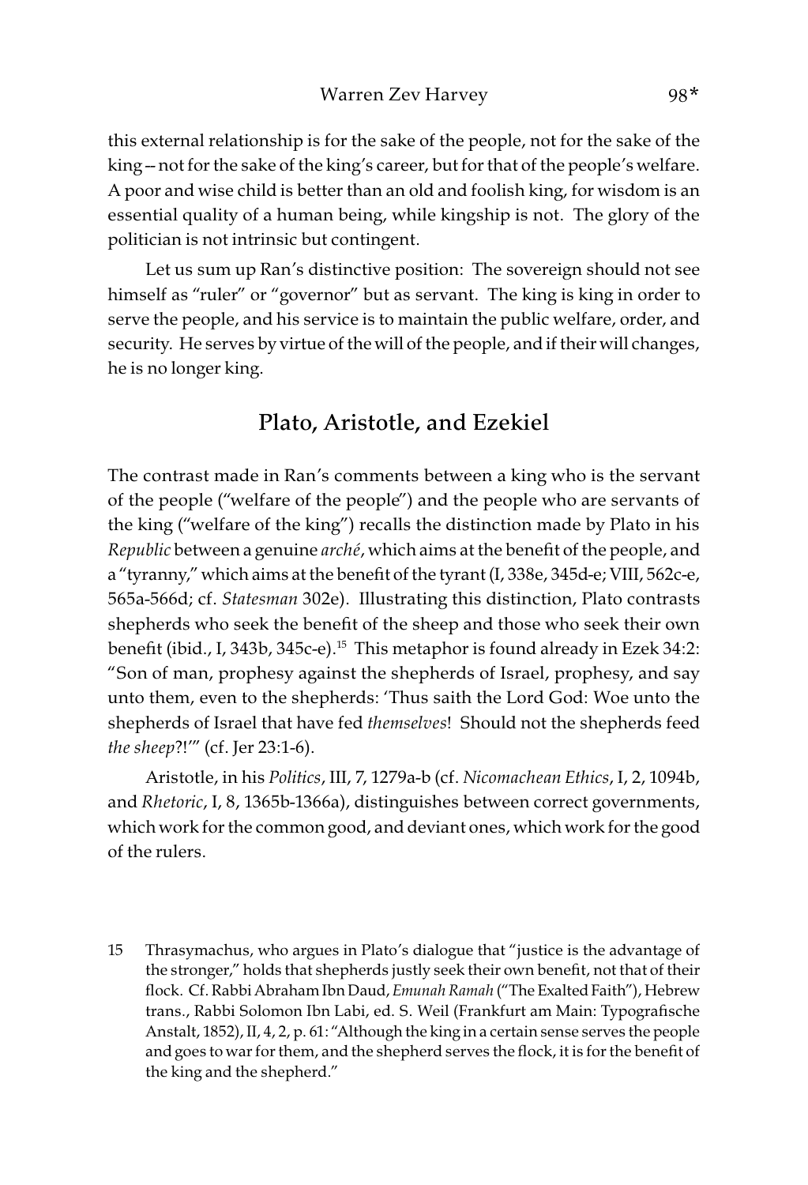this external relationship is for the sake of the people, not for the sake of the king -- not for the sake of the king's career, but for that of the people's welfare. A poor and wise child is better than an old and foolish king, for wisdom is an essential quality of a human being, while kingship is not. The glory of the politician is not intrinsic but contingent.

Let us sum up Ran's distinctive position: The sovereign should not see himself as "ruler" or "governor" but as servant. The king is king in order to serve the people, and his service is to maintain the public welfare, order, and security. He serves by virtue of the will of the people, and if their will changes, he is no longer king.

## Plato, Aristotle, and Ezekiel

The contrast made in Ran's comments between a king who is the servant of the people ("welfare of the people") and the people who are servants of the king ("welfare of the king") recalls the distinction made by Plato in his *Republic* between a genuine *arché*, which aims at the benefit of the people, and a "tyranny," which aims at the benefit of the tyrant (I, 338e, 345d-e; VIII, 562c-e, 565a-566d; cf. *Statesman* 302e). Illustrating this distinction, Plato contrasts shepherds who seek the benefit of the sheep and those who seek their own benefit (ibid., I, 343b, 345c-e).[15] This metaphor is found already in Ezek 34:2: "Son of man, prophesy against the shepherds of Israel, prophesy, and say unto them, even to the shepherds: 'Thus saith the Lord God: Woe unto the shepherds of Israel that have fed *themselves*! Should not the shepherds feed *the sheep*?!'" (cf. Jer 23:1-6).

Aristotle, in his *Politics*, III, 7, 1279a-b (cf. *Nicomachean Ethics*, I, 2, 1094b, and *Rhetoric*, I, 8, 1365b-1366a), distinguishes between correct governments, which work for the common good, and deviant ones, which work for the good of the rulers.

---

15 Thrasymachus, who argues in Plato's dialogue that "justice is the advantage of the stronger," holds that shepherds justly seek their own benefit, not that of their flock. Cf. Rabbi Abraham Ibn Daud, *Emunah Ramah* ("The Exalted Faith"), Hebrew trans., Rabbi Solomon Ibn Labi, ed. S. Weil (Frankfurt am Main: Typografische Anstalt, 1852), II, 4, 2, p. 61: "Although the king in a certain sense serves the people and goes to war for them, and the shepherd serves the flock, it is for the benefit of the king and the shepherd."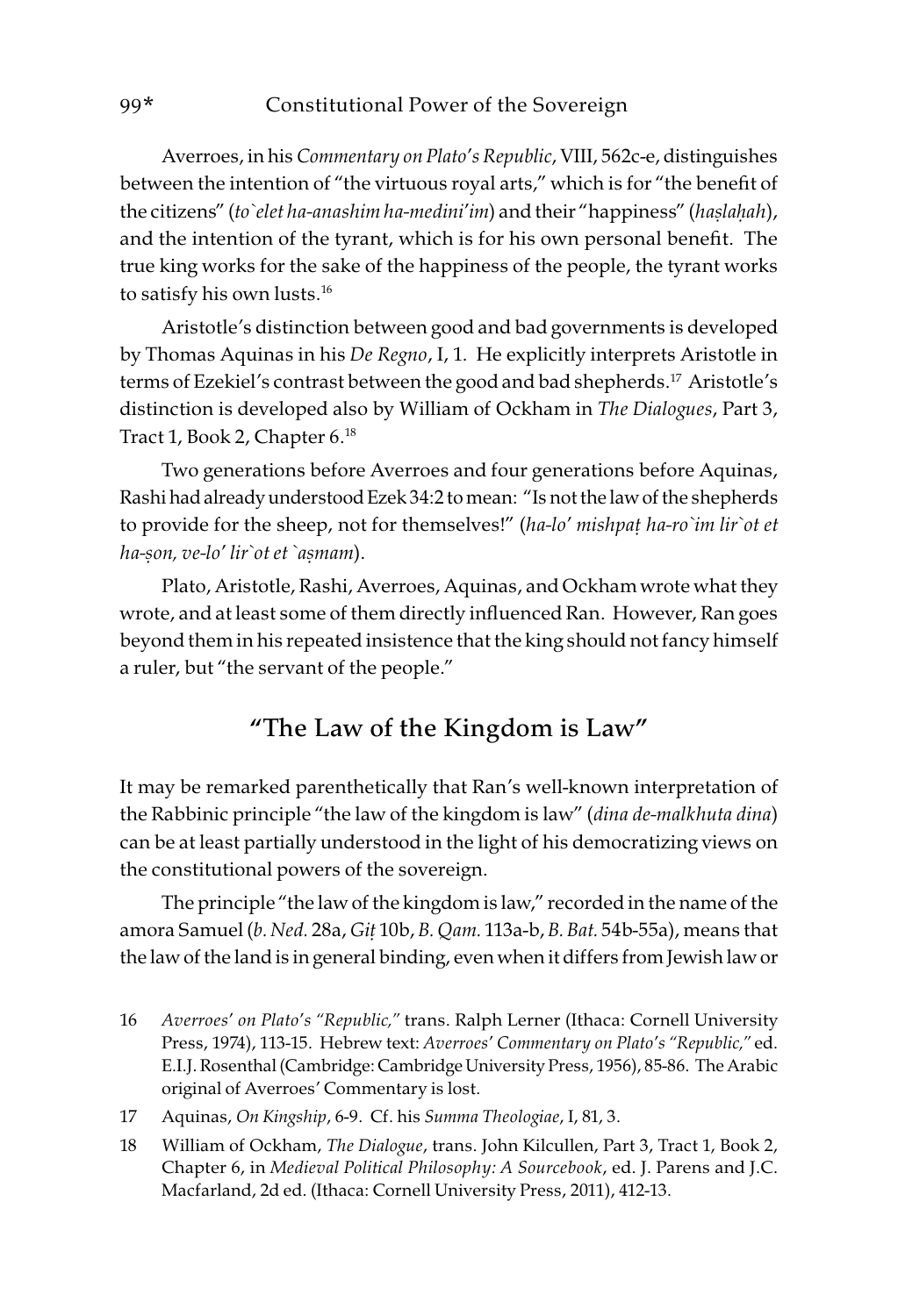Averroes, in his *Commentary on Plato's Republic*, VIII, 562c-e, distinguishes between the intention of "the virtuous royal arts," which is for "the benefit of the citizens" (*to`elet ha-anashim ha-medini'im*) and their "happiness" (*haṣlaḥah*), and the intention of the tyrant, which is for his own personal benefit. The true king works for the sake of the happiness of the people, the tyrant works to satisfy his own lusts.[16]

Aristotle's distinction between good and bad governments is developed by Thomas Aquinas in his *De Regno*, I, 1. He explicitly interprets Aristotle in terms of Ezekiel's contrast between the good and bad shepherds.[17] Aristotle's distinction is developed also by William of Ockham in *The Dialogues*, Part 3, Tract 1, Book 2, Chapter 6.[18]

Two generations before Averroes and four generations before Aquinas, Rashi had already understood Ezek 34:2 to mean: "Is not the law of the shepherds to provide for the sheep, not for themselves!" (*ha-lo' mishpaṭ ha-ro`im lir`ot et ha-ṣon, ve-lo' lir`ot et `aṣmam*).

Plato, Aristotle, Rashi, Averroes, Aquinas, and Ockham wrote what they wrote, and at least some of them directly influenced Ran. However, Ran goes beyond them in his repeated insistence that the king should not fancy himself a ruler, but "the servant of the people."

## "The Law of the Kingdom is Law"

It may be remarked parenthetically that Ran's well-known interpretation of the Rabbinic principle "the law of the kingdom is law" (*dina de-malkhuta dina*) can be at least partially understood in the light of his democratizing views on the constitutional powers of the sovereign.

The principle "the law of the kingdom is law," recorded in the name of the amora Samuel (*b. Ned.* 28a, *Giṭ* 10b, *B. Qam.* 113a-b, *B. Bat.* 54b-55a), means that the law of the land is in general binding, even when it differs from Jewish law or

16 *Averroes' on Plato's "Republic,"* trans. Ralph Lerner (Ithaca: Cornell University Press, 1974), 113-15. Hebrew text: *Averroes' Commentary on Plato's "Republic,"* ed. E.I.J. Rosenthal (Cambridge: Cambridge University Press, 1956), 85-86. The Arabic original of Averroes' Commentary is lost.

17 Aquinas, *On Kingship*, 6-9. Cf. his *Summa Theologiae*, I, 81, 3.

18 William of Ockham, *The Dialogue*, trans. John Kilcullen, Part 3, Tract 1, Book 2, Chapter 6, in *Medieval Political Philosophy: A Sourcebook*, ed. J. Parens and J.C. Macfarland, 2d ed. (Ithaca: Cornell University Press, 2011), 412-13.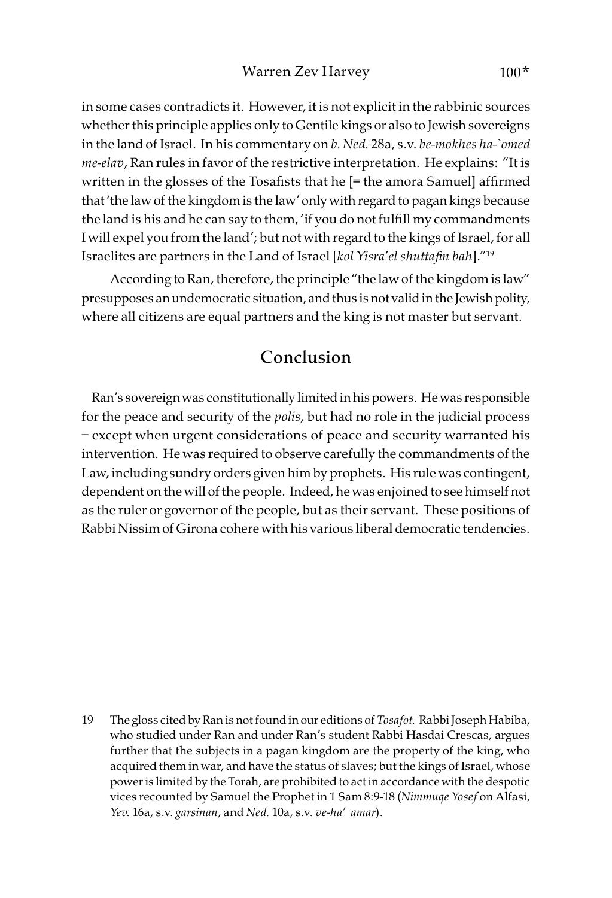in some cases contradicts it. However, it is not explicit in the rabbinic sources whether this principle applies only to Gentile kings or also to Jewish sovereigns in the land of Israel. In his commentary on *b. Ned.* 28a, s.v. *be-mokhes ha-`omed me-elav*, Ran rules in favor of the restrictive interpretation. He explains: "It is written in the glosses of the Tosafists that he [= the amora Samuel] affirmed that 'the law of the kingdom is the law' only with regard to pagan kings because the land is his and he can say to them, 'if you do not fulfill my commandments I will expel you from the land'; but not with regard to the kings of Israel, for all Israelites are partners in the Land of Israel [*kol Yisra'el shuttafin bah*]."[19]

According to Ran, therefore, the principle "the law of the kingdom is law" presupposes an undemocratic situation, and thus is not valid in the Jewish polity, where all citizens are equal partners and the king is not master but servant.

## Conclusion

Ran's sovereign was constitutionally limited in his powers. He was responsible for the peace and security of the *polis*, but had no role in the judicial process − except when urgent considerations of peace and security warranted his intervention. He was required to observe carefully the commandments of the Law, including sundry orders given him by prophets. His rule was contingent, dependent on the will of the people. Indeed, he was enjoined to see himself not as the ruler or governor of the people, but as their servant. These positions of Rabbi Nissim of Girona cohere with his various liberal democratic tendencies.

19 The gloss cited by Ran is not found in our editions of *Tosafot.* Rabbi Joseph Habiba, who studied under Ran and under Ran's student Rabbi Hasdai Crescas, argues further that the subjects in a pagan kingdom are the property of the king, who acquired them in war, and have the status of slaves; but the kings of Israel, whose power is limited by the Torah, are prohibited to act in accordance with the despotic vices recounted by Samuel the Prophet in 1 Sam 8:9-18 (*Nimmuqe Yosef* on Alfasi, *Yev.* 16a, s.v. *garsinan*, and *Ned.* 10a, s.v. *ve-ha' amar*).